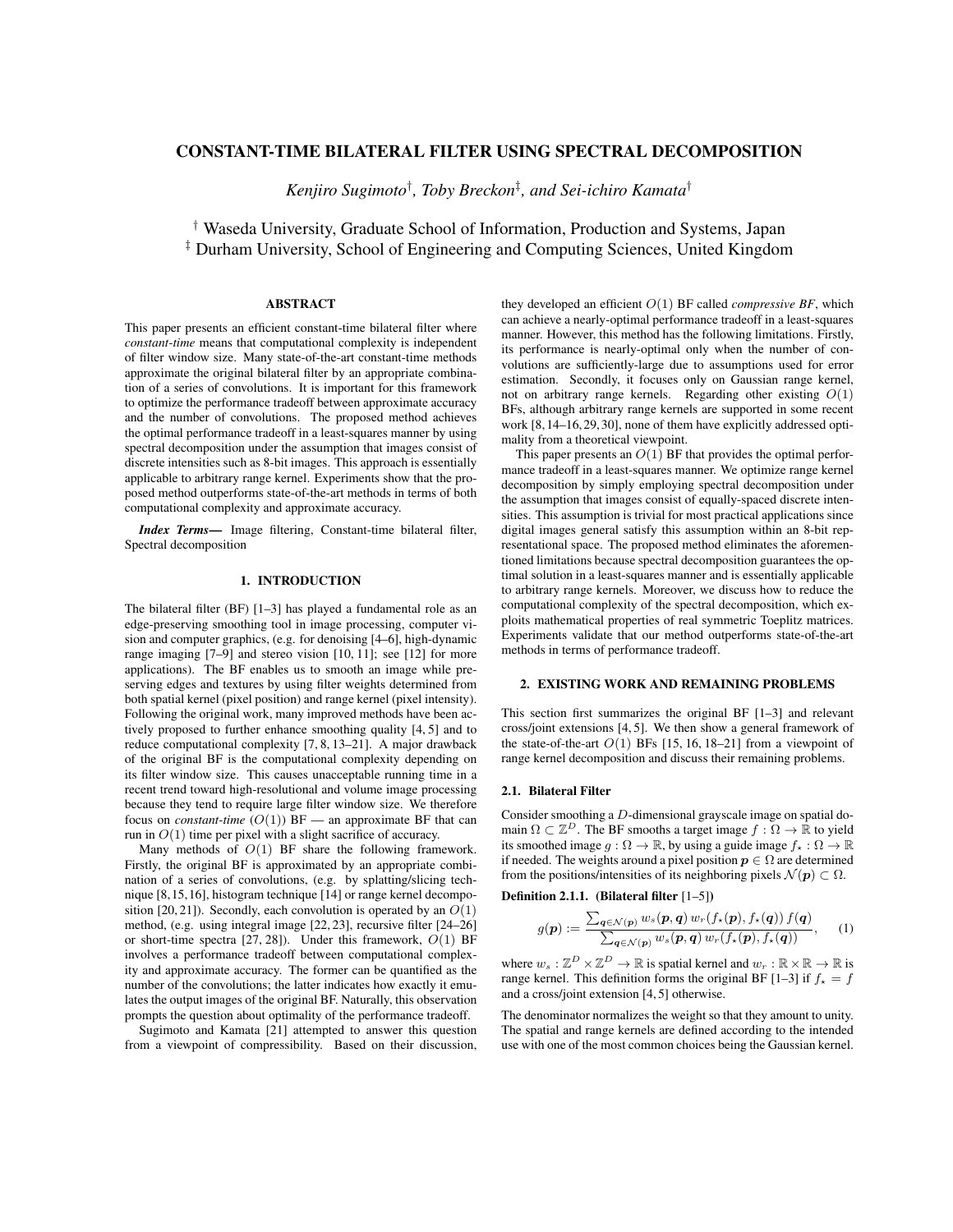# CONSTANT-TIME BILATERAL FILTER USING SPECTRAL DECOMPOSITION

*Kenjiro Sugimoto*[†], *Toby Breckon*[‡], *and Sei-ichiro Kamata*[†]

[†] Waseda University, Graduate School of Information, Production and Systems, Japan
[‡] Durham University, School of Engineering and Computing Sciences, United Kingdom

## ABSTRACT

This paper presents an efficient constant-time bilateral filter where *constant-time* means that computational complexity is independent of filter window size. Many state-of-the-art constant-time methods approximate the original bilateral filter by an appropriate combination of a series of convolutions. It is important for this framework to optimize the performance tradeoff between approximate accuracy and the number of convolutions. The proposed method achieves the optimal performance tradeoff in a least-squares manner by using spectral decomposition under the assumption that images consist of discrete intensities such as 8-bit images. This approach is essentially applicable to arbitrary range kernel. Experiments show that the proposed method outperforms state-of-the-art methods in terms of both computational complexity and approximate accuracy.

***Index Terms*—** Image filtering, Constant-time bilateral filter, Spectral decomposition

## 1. INTRODUCTION

The bilateral filter (BF) [1–3] has played a fundamental role as an edge-preserving smoothing tool in image processing, computer vision and computer graphics, (e.g. for denoising [4–6], high-dynamic range imaging [7–9] and stereo vision [10, 11]; see [12] for more applications). The BF enables us to smooth an image while preserving edges and textures by using filter weights determined from both spatial kernel (pixel position) and range kernel (pixel intensity). Following the original work, many improved methods have been actively proposed to further enhance smoothing quality [4, 5] and to reduce computational complexity [7, 8, 13–21]. A major drawback of the original BF is the computational complexity depending on its filter window size. This causes unacceptable running time in a recent trend toward high-resolutional and volume image processing because they tend to require large filter window size. We therefore focus on *constant-time* ($O(1)$) BF — an approximate BF that can run in $O(1)$ time per pixel with a slight sacrifice of accuracy.

Many methods of $O(1)$ BF share the following framework. Firstly, the original BF is approximated by an appropriate combination of a series of convolutions, (e.g. by splatting/slicing technique [8, 15, 16], histogram technique [14] or range kernel decomposition [20, 21]). Secondly, each convolution is operated by an $O(1)$ method, (e.g. using integral image [22, 23], recursive filter [24–26] or short-time spectra [27, 28]). Under this framework, $O(1)$ BF involves a performance tradeoff between computational complexity and approximate accuracy. The former can be quantified as the number of the convolutions; the latter indicates how exactly it emulates the output images of the original BF. Naturally, this observation prompts the question about optimality of the performance tradeoff.

Sugimoto and Kamata [21] attempted to answer this question from a viewpoint of compressibility. Based on their discussion, they developed an efficient $O(1)$ BF called *compressive BF*, which can achieve a nearly-optimal performance tradeoff in a least-squares manner. However, this method has the following limitations. Firstly, its performance is nearly-optimal only when the number of convolutions are sufficiently-large due to assumptions used for error estimation. Secondly, it focuses only on Gaussian range kernel, not on arbitrary range kernels. Regarding other existing $O(1)$ BFs, although arbitrary range kernels are supported in some recent work [8, 14–16, 29, 30], none of them have explicitly addressed optimality from a theoretical viewpoint.

This paper presents an $O(1)$ BF that provides the optimal performance tradeoff in a least-squares manner. We optimize range kernel decomposition by simply employing spectral decomposition under the assumption that images consist of equally-spaced discrete intensities. This assumption is trivial for most practical applications since digital images general satisfy this assumption within an 8-bit representational space. The proposed method eliminates the aforementioned limitations because spectral decomposition guarantees the optimal solution in a least-squares manner and is essentially applicable to arbitrary range kernels. Moreover, we discuss how to reduce the computational complexity of the spectral decomposition, which exploits mathematical properties of real symmetric Toeplitz matrices. Experiments validate that our method outperforms state-of-the-art methods in terms of performance tradeoff.

## 2. EXISTING WORK AND REMAINING PROBLEMS

This section first summarizes the original BF [1–3] and relevant cross/joint extensions [4, 5]. We then show a general framework of the state-of-the-art $O(1)$ BFs [15, 16, 18–21] from a viewpoint of range kernel decomposition and discuss their remaining problems.

### 2.1. Bilateral Filter

Consider smoothing a $D$-dimensional grayscale image on spatial domain $\Omega \subset \mathbb{Z}^D$. The BF smooths a target image $f : \Omega \to \mathbb{R}$ to yield its smoothed image $g : \Omega \to \mathbb{R}$, by using a guide image $f_\star : \Omega \to \mathbb{R}$ if needed. The weights around a pixel position $\boldsymbol{p} \in \Omega$ are determined from the positions/intensities of its neighboring pixels $\mathcal{N}(\boldsymbol{p}) \subset \Omega$.

**Definition 2.1.1. (Bilateral filter** [1–5]**)**

$$g(\boldsymbol{p}) := \frac{\sum_{\boldsymbol{q}\in\mathcal{N}(\boldsymbol{p})} w_s(\boldsymbol{p},\boldsymbol{q})\, w_r(f_\star(\boldsymbol{p}), f_\star(\boldsymbol{q}))\, f(\boldsymbol{q})}{\sum_{\boldsymbol{q}\in\mathcal{N}(\boldsymbol{p})} w_s(\boldsymbol{p},\boldsymbol{q})\, w_r(f_\star(\boldsymbol{p}), f_\star(\boldsymbol{q}))}, \quad (1)$$

where $w_s : \mathbb{Z}^D \times \mathbb{Z}^D \to \mathbb{R}$ is spatial kernel and $w_r : \mathbb{R} \times \mathbb{R} \to \mathbb{R}$ is range kernel. This definition forms the original BF [1–3] if $f_\star = f$ and a cross/joint extension [4, 5] otherwise.

The denominator normalizes the weight so that they amount to unity. The spatial and range kernels are defined according to the intended use with one of the most common choices being the Gaussian kernel.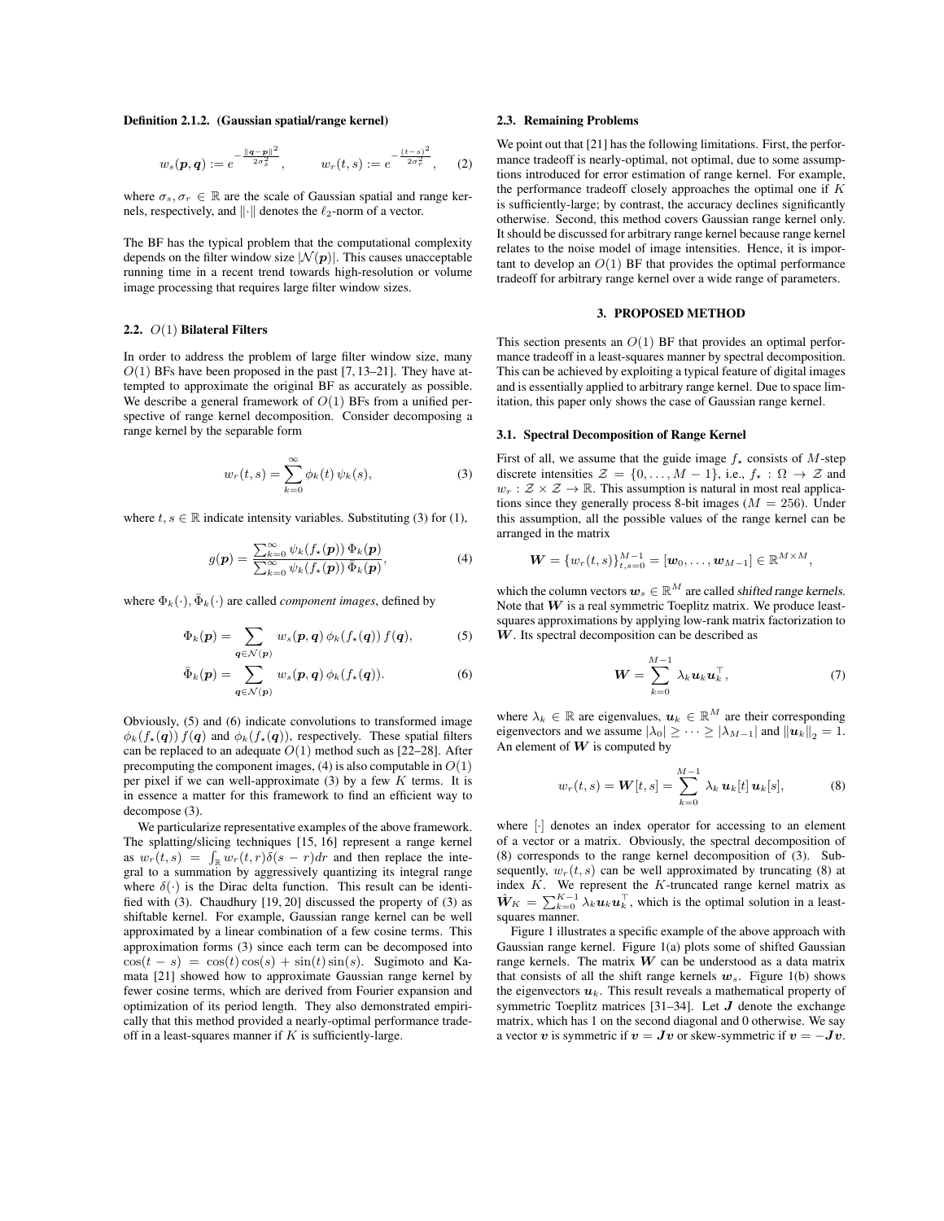**Definition 2.1.2. (Gaussian spatial/range kernel)**

$$w_s(\boldsymbol{p}, \boldsymbol{q}) := e^{-\frac{\|\boldsymbol{q}-\boldsymbol{p}\|^2}{2\sigma_s^2}}, \qquad w_r(t, s) := e^{-\frac{(t-s)^2}{2\sigma_r^2}}, \tag{2}$$

where $\sigma_s, \sigma_r \in \mathbb{R}$ are the scale of Gaussian spatial and range kernels, respectively, and $\|\cdot\|$ denotes the $\ell_2$-norm of a vector.

The BF has the typical problem that the computational complexity depends on the filter window size $|\mathcal{N}(\boldsymbol{p})|$. This causes unacceptable running time in a recent trend towards high-resolution or volume image processing that requires large filter window sizes.

### 2.2. $O(1)$ Bilateral Filters

In order to address the problem of large filter window size, many $O(1)$ BFs have been proposed in the past [7, 13–21]. They have attempted to approximate the original BF as accurately as possible. We describe a general framework of $O(1)$ BFs from a unified perspective of range kernel decomposition. Consider decomposing a range kernel by the separable form

$$w_r(t, s) = \sum_{k=0}^{\infty} \phi_k(t)\, \psi_k(s), \tag{3}$$

where $t, s \in \mathbb{R}$ indicate intensity variables. Substituting (3) for (1),

$$g(\boldsymbol{p}) = \frac{\sum_{k=0}^{\infty} \psi_k(f_\star(\boldsymbol{p}))\, \Phi_k(\boldsymbol{p})}{\sum_{k=0}^{\infty} \psi_k(f_\star(\boldsymbol{p}))\, \bar{\Phi}_k(\boldsymbol{p})}, \tag{4}$$

where $\Phi_k(\cdot), \bar{\Phi}_k(\cdot)$ are called *component images*, defined by

$$\Phi_k(\boldsymbol{p}) = \sum_{\boldsymbol{q} \in \mathcal{N}(\boldsymbol{p})} w_s(\boldsymbol{p}, \boldsymbol{q})\, \phi_k(f_\star(\boldsymbol{q}))\, f(\boldsymbol{q}), \tag{5}$$

$$\bar{\Phi}_k(\boldsymbol{p}) = \sum_{\boldsymbol{q} \in \mathcal{N}(\boldsymbol{p})} w_s(\boldsymbol{p}, \boldsymbol{q})\, \phi_k(f_\star(\boldsymbol{q})). \tag{6}$$

Obviously, (5) and (6) indicate convolutions to transformed image $\phi_k(f_\star(\boldsymbol{q}))\, f(\boldsymbol{q})$ and $\phi_k(f_\star(\boldsymbol{q}))$, respectively. These spatial filters can be replaced to an adequate $O(1)$ method such as [22–28]. After precomputing the component images, (4) is also computable in $O(1)$ per pixel if we can well-approximate (3) by a few $K$ terms. It is in essence a matter for this framework to find an efficient way to decompose (3).

We particularize representative examples of the above framework. The splatting/slicing techniques [15, 16] represent a range kernel as $w_r(t, s) = \int_{\mathbb{R}} w_r(t, r)\delta(s - r)dr$ and then replace the integral to a summation by aggressively quantizing its integral range where $\delta(\cdot)$ is the Dirac delta function. This result can be identified with (3). Chaudhury [19, 20] discussed the property of (3) as shiftable kernel. For example, Gaussian range kernel can be well approximated by a linear combination of a few cosine terms. This approximation forms (3) since each term can be decomposed into $\cos(t - s) = \cos(t)\cos(s) + \sin(t)\sin(s)$. Sugimoto and Kamata [21] showed how to approximate Gaussian range kernel by fewer cosine terms, which are derived from Fourier expansion and optimization of its period length. They also demonstrated empirically that this method provided a nearly-optimal performance tradeoff in a least-squares manner if $K$ is sufficiently-large.

### 2.3. Remaining Problems

We point out that [21] has the following limitations. First, the performance tradeoff is nearly-optimal, not optimal, due to some assumptions introduced for error estimation of range kernel. For example, the performance tradeoff closely approaches the optimal one if $K$ is sufficiently-large; by contrast, the accuracy declines significantly otherwise. Second, this method covers Gaussian range kernel only. It should be discussed for arbitrary range kernel because range kernel relates to the noise model of image intensities. Hence, it is important to develop an $O(1)$ BF that provides the optimal performance tradeoff for arbitrary range kernel over a wide range of parameters.

## 3. PROPOSED METHOD

This section presents an $O(1)$ BF that provides an optimal performance tradeoff in a least-squares manner by spectral decomposition. This can be achieved by exploiting a typical feature of digital images and is essentially applied to arbitrary range kernel. Due to space limitation, this paper only shows the case of Gaussian range kernel.

### 3.1. Spectral Decomposition of Range Kernel

First of all, we assume that the guide image $f_\star$ consists of $M$-step discrete intensities $\mathcal{Z} = \{0, \ldots, M-1\}$, i.e., $f_\star : \Omega \to \mathcal{Z}$ and $w_r : \mathcal{Z} \times \mathcal{Z} \to \mathbb{R}$. This assumption is natural in most real applications since they generally process 8-bit images ($M = 256$). Under this assumption, all the possible values of the range kernel can be arranged in the matrix

$$\boldsymbol{W} = \{w_r(t, s)\}_{t,s=0}^{M-1} = [\boldsymbol{w}_0, \ldots, \boldsymbol{w}_{M-1}] \in \mathbb{R}^{M \times M},$$

which the column vectors $\boldsymbol{w}_s \in \mathbb{R}^M$ are called *shifted range kernels*. Note that $\boldsymbol{W}$ is a real symmetric Toeplitz matrix. We produce least-squares approximations by applying low-rank matrix factorization to $\boldsymbol{W}$. Its spectral decomposition can be described as

$$\boldsymbol{W} = \sum_{k=0}^{M-1} \lambda_k \boldsymbol{u}_k \boldsymbol{u}_k^\top, \tag{7}$$

where $\lambda_k \in \mathbb{R}$ are eigenvalues, $\boldsymbol{u}_k \in \mathbb{R}^M$ are their corresponding eigenvectors and we assume $|\lambda_0| \geq \cdots \geq |\lambda_{M-1}|$ and $\|\boldsymbol{u}_k\|_2 = 1$. An element of $\boldsymbol{W}$ is computed by

$$w_r(t, s) = \boldsymbol{W}[t, s] = \sum_{k=0}^{M-1} \lambda_k\, \boldsymbol{u}_k[t]\, \boldsymbol{u}_k[s], \tag{8}$$

where $[\cdot]$ denotes an index operator for accessing to an element of a vector or a matrix. Obviously, the spectral decomposition of (8) corresponds to the range kernel decomposition of (3). Subsequently, $w_r(t, s)$ can be well approximated by truncating (8) at index $K$. We represent the $K$-truncated range kernel matrix as $\hat{\boldsymbol{W}}_K = \sum_{k=0}^{K-1} \lambda_k \boldsymbol{u}_k \boldsymbol{u}_k^\top$, which is the optimal solution in a least-squares manner.

Figure 1 illustrates a specific example of the above approach with Gaussian range kernel. Figure 1(a) plots some of shifted Gaussian range kernels. The matrix $\boldsymbol{W}$ can be understood as a data matrix that consists of all the shift range kernels $\boldsymbol{w}_s$. Figure 1(b) shows the eigenvectors $\boldsymbol{u}_k$. This result reveals a mathematical property of symmetric Toeplitz matrices [31–34]. Let $\boldsymbol{J}$ denote the exchange matrix, which has 1 on the second diagonal and 0 otherwise. We say a vector $\boldsymbol{v}$ is symmetric if $\boldsymbol{v} = \boldsymbol{J}\boldsymbol{v}$ or skew-symmetric if $\boldsymbol{v} = -\boldsymbol{J}\boldsymbol{v}$.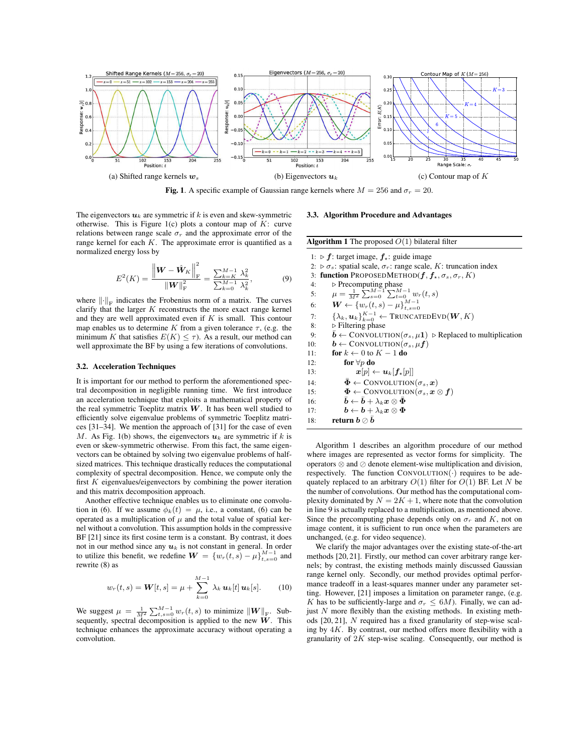(a) Shifted range kernels $\boldsymbol{w}_s$ (b) Eigenvectors $\boldsymbol{u}_k$ (c) Contour map of $K$

**Fig. 1**. A specific example of Gaussian range kernels where $M = 256$ and $\sigma_r = 20$.

The eigenvectors $\boldsymbol{u}_k$ are symmetric if $k$ is even and skew-symmetric otherwise. This is Figure 1(c) plots a contour map of $K$: curve relations between range scale $\sigma_r$ and the approximate error of the range kernel for each $K$. The approximate error is quantified as a normalized energy loss by

$$E^2(K) = \frac{\left\| \boldsymbol{W} - \hat{\boldsymbol{W}}_K \right\|_\mathrm{F}^2}{\|\boldsymbol{W}\|_\mathrm{F}^2} = \frac{\sum_{k=K}^{M-1} \lambda_k^2}{\sum_{k=0}^{M-1} \lambda_k^2}, \tag{9}$$

where $\|\cdot\|_\mathrm{F}$ indicates the Frobenius norm of a matrix. The curves clarify that the larger $K$ reconstructs the more exact range kernel and they are well approximated even if $K$ is small. This contour map enables us to determine $K$ from a given tolerance $\tau$, (e.g. the minimum $K$ that satisfies $E(K) \leq \tau$). As a result, our method can well approximate the BF by using a few iterations of convolutions.

### 3.2. Acceleration Techniques

It is important for our method to perform the aforementioned spectral decomposition in negligible running time. We first introduce an acceleration technique that exploits a mathematical property of the real symmetric Toeplitz matrix $\boldsymbol{W}$. It has been well studied to efficiently solve eigenvalue problems of symmetric Toeplitz matrices [31–34]. We mention the approach of [31] for the case of even $M$. As Fig. 1(b) shows, the eigenvectors $\boldsymbol{u}_k$ are symmetric if $k$ is even or skew-symmetric otherwise. From this fact, the same eigenvectors can be obtained by solving two eigenvalue problems of half-sized matrices. This technique drastically reduces the computational complexity of spectral decomposition. Hence, we compute only the first $K$ eigenvalues/eigenvectors by combining the power iteration and this matrix decomposition approach.

Another effective technique enables us to eliminate one convolution in (6). If we assume $\phi_k(t) = \mu$, i.e., a constant, (6) can be operated as a multiplication of $\mu$ and the total value of spatial kernel without a convolution. This assumption holds in the compressive BF [21] since its first cosine term is a constant. By contrast, it does not in our method since any $\boldsymbol{u}_k$ is not constant in general. In order to utilize this benefit, we redefine $\boldsymbol{W} = \{w_r(t,s) - \mu\}_{t,s=0}^{M-1}$ and rewrite (8) as

$$w_r(t,s) = \boldsymbol{W}[t,s] = \mu + \sum_{k=0}^{M-1} \lambda_k \, \boldsymbol{u}_k[t] \, \boldsymbol{u}_k[s]. \tag{10}$$

We suggest $\mu = \frac{1}{M^2} \sum_{t,s=0}^{M-1} w_r(t,s)$ to minimize $\|\boldsymbol{W}\|_\mathrm{F}$. Subsequently, spectral decomposition is applied to the new $\boldsymbol{W}$. This technique enhances the approximate accuracy without operating a convolution.

### 3.3. Algorithm Procedure and Advantages

**Algorithm 1** The proposed $O(1)$ bilateral filter

```
1:  ▷ f: target image, f⋆: guide image
2:  ▷ σs: spatial scale, σr: range scale, K: truncation index
3:  function PROPOSEDMETHOD(f, f⋆, σs, σr, K)
4:      ▷ Precomputing phase
5:      μ = 1/M² Σ_{s=0}^{M-1} Σ_{t=0}^{M-1} w_r(t, s)
6:      W ← {w_r(t, s) − μ}_{t,s=0}^{M-1}
7:      {λ_k, u_k}_{k=0}^{K-1} ← TRUNCATEDEVD(W, K)
8:      ▷ Filtering phase
9:      b̄ ← CONVOLUTION(σs, μ1)  ▷ Replaced to multiplication
10:     b ← CONVOLUTION(σs, μf)
11:     for k ← 0 to K − 1 do
12:         for ∀p do
13:             x[p] ← u_k[f⋆[p]]
14:         Φ̄ ← CONVOLUTION(σs, x)
15:         Φ ← CONVOLUTION(σs, x ⊗ f)
16:         b̄ ← b̄ + λ_k x ⊗ Φ̄
17:         b ← b + λ_k x ⊗ Φ
18:     return b ⊘ b̄
```

Algorithm 1 describes an algorithm procedure of our method where images are represented as vector forms for simplicity. The operators $\otimes$ and $\oslash$ denote element-wise multiplication and division, respectively. The function CONVOLUTION$(\cdot)$ requires to be adequately replaced to an arbitrary $O(1)$ filter for $O(1)$ BF. Let $N$ be the number of convolutions. Our method has the computational complexity dominated by $N = 2K + 1$, where note that the convolution in line 9 is actually replaced to a multiplication, as mentioned above. Since the precomputing phase depends only on $\sigma_r$ and $K$, not on image content, it is sufficient to run once when the parameters are unchanged, (e.g. for video sequence).

We clarify the major advantages over the existing state-of-the-art methods [20, 21]. Firstly, our method can cover arbitrary range kernels; by contrast, the existing methods mainly discussed Gaussian range kernel only. Secondly, our method provides optimal performance tradeoff in a least-squares manner under any parameter setting. However, [21] imposes a limitation on parameter range, (e.g. $K$ has to be sufficiently-large and $\sigma_r \leq 6M$). Finally, we can adjust $N$ more flexibly than the existing methods. In existing methods [20, 21], $N$ required has a fixed granularity of step-wise scaling by $4K$. By contrast, our method offers more flexibility with a granularity of $2K$ step-wise scaling. Consequently, our method is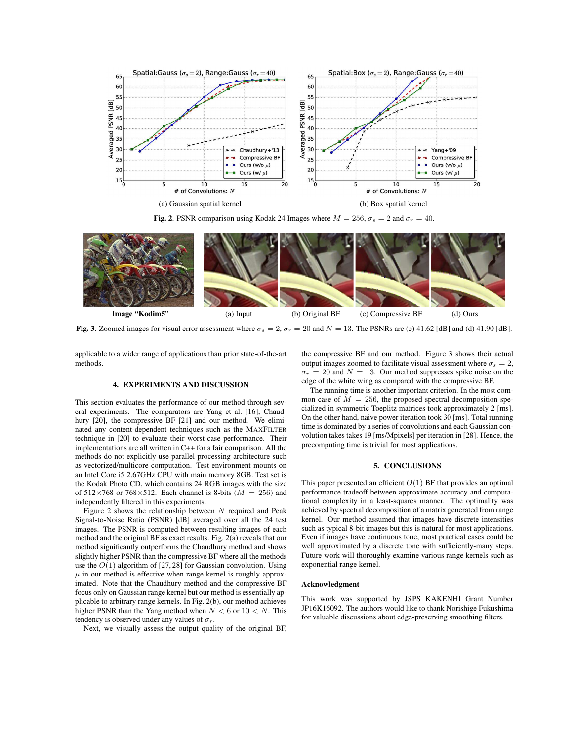(a) Gaussian spatial kernel

(b) Box spatial kernel

**Fig. 2**. PSNR comparison using Kodak 24 Images where $M = 256$, $\sigma_s = 2$ and $\sigma_r = 40$.

Image "Kodim5" (a) Input (b) Original BF (c) Compressive BF (d) Ours

**Fig. 3**. Zoomed images for visual error assessment where $\sigma_s = 2$, $\sigma_r = 20$ and $N = 13$. The PSNRs are (c) 41.62 [dB] and (d) 41.90 [dB].

applicable to a wider range of applications than prior state-of-the-art methods.

## 4. EXPERIMENTS AND DISCUSSION

This section evaluates the performance of our method through several experiments. The comparators are Yang et al. [16], Chaudhury [20], the compressive BF [21] and our method. We eliminated any content-dependent techniques such as the MAXFILTER technique in [20] to evaluate their worst-case performance. Their implementations are all written in C++ for a fair comparison. All the methods do not explicitly use parallel processing architecture such as vectorized/multicore computation. Test environment mounts on an Intel Core i5 2.67GHz CPU with main memory 8GB. Test set is the Kodak Photo CD, which contains 24 RGB images with the size of 512×768 or 768×512. Each channel is 8-bits ($M = 256$) and independently filtered in this experiments.

Figure 2 shows the relationship between $N$ required and Peak Signal-to-Noise Ratio (PSNR) [dB] averaged over all the 24 test images. The PSNR is computed between resulting images of each method and the original BF as exact results. Fig. 2(a) reveals that our method significantly outperforms the Chaudhury method and shows slightly higher PSNR than the compressive BF where all the methods use the $O(1)$ algorithm of [27, 28] for Gaussian convolution. Using $\mu$ in our method is effective when range kernel is roughly approximated. Note that the Chaudhury method and the compressive BF focus only on Gaussian range kernel but our method is essentially applicable to arbitrary range kernels. In Fig. 2(b), our method achieves higher PSNR than the Yang method when $N < 6$ or $10 < N$. This tendency is observed under any values of $\sigma_r$.

Next, we visually assess the output quality of the original BF, the compressive BF and our method. Figure 3 shows their actual output images zoomed to facilitate visual assessment where $\sigma_s = 2$, $\sigma_r = 20$ and $N = 13$. Our method suppresses spike noise on the edge of the white wing as compared with the compressive BF.

The running time is another important criterion. In the most common case of $M = 256$, the proposed spectral decomposition specialized in symmetric Toeplitz matrices took approximately 2 [ms]. On the other hand, naive power iteration took 30 [ms]. Total running time is dominated by a series of convolutions and each Gaussian convolution takes takes 19 [ms/Mpixels] per iteration in [28]. Hence, the precomputing time is trivial for most applications.

## 5. CONCLUSIONS

This paper presented an efficient $O(1)$ BF that provides an optimal performance tradeoff between approximate accuracy and computational complexity in a least-squares manner. The optimality was achieved by spectral decomposition of a matrix generated from range kernel. Our method assumed that images have discrete intensities such as typical 8-bit images but this is natural for most applications. Even if images have continuous tone, most practical cases could be well approximated by a discrete tone with sufficiently-many steps. Future work will thoroughly examine various range kernels such as exponential range kernel.

### Acknowledgment

This work was supported by JSPS KAKENHI Grant Number JP16K16092. The authors would like to thank Norishige Fukushima for valuable discussions about edge-preserving smoothing filters.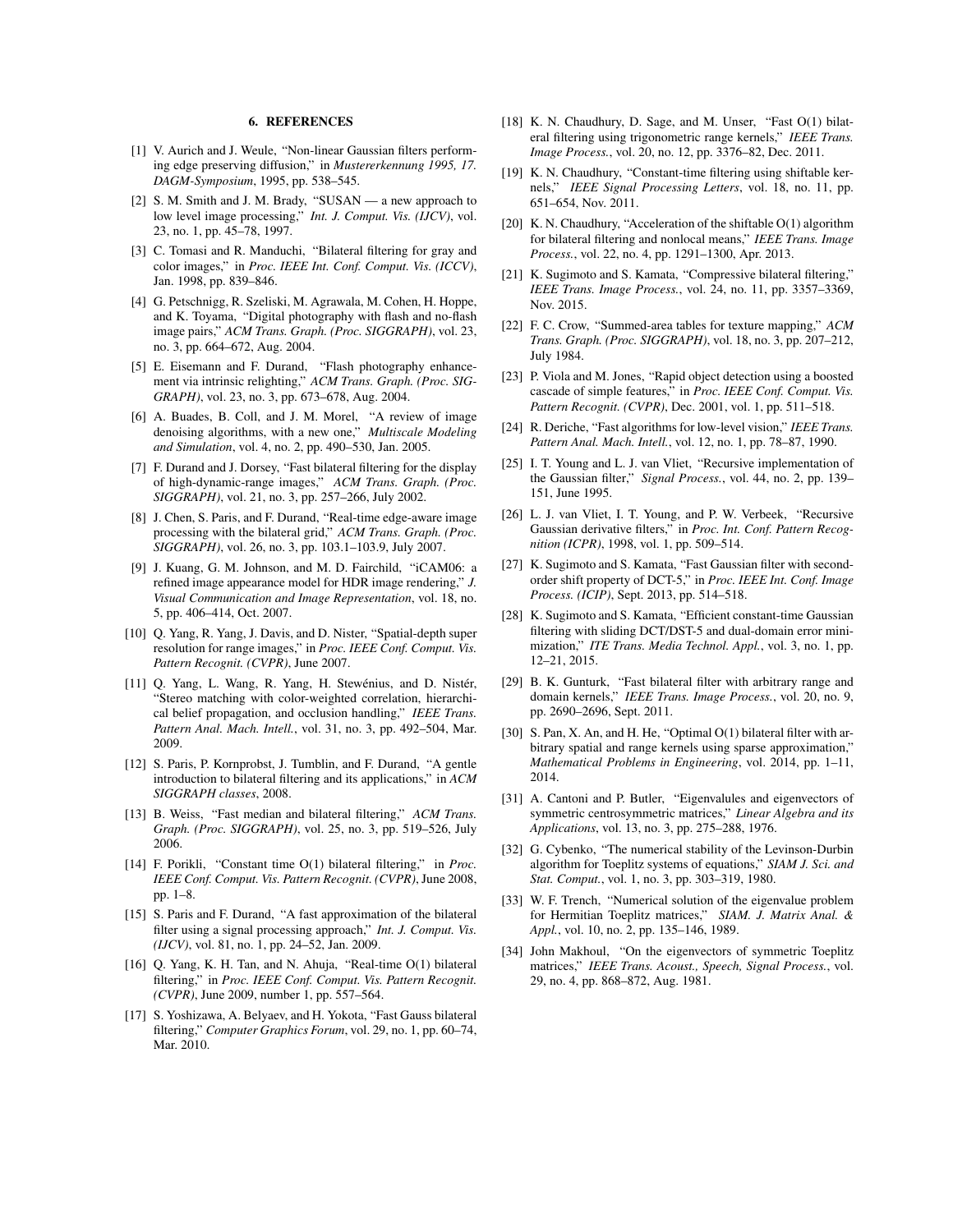## 6. REFERENCES

[1] V. Aurich and J. Weule, "Non-linear Gaussian filters performing edge preserving diffusion," in *Mustererkennung 1995, 17. DAGM-Symposium*, 1995, pp. 538–545.

[2] S. M. Smith and J. M. Brady, "SUSAN — a new approach to low level image processing," *Int. J. Comput. Vis. (IJCV)*, vol. 23, no. 1, pp. 45–78, 1997.

[3] C. Tomasi and R. Manduchi, "Bilateral filtering for gray and color images," in *Proc. IEEE Int. Conf. Comput. Vis. (ICCV)*, Jan. 1998, pp. 839–846.

[4] G. Petschnigg, R. Szeliski, M. Agrawala, M. Cohen, H. Hoppe, and K. Toyama, "Digital photography with flash and no-flash image pairs," *ACM Trans. Graph. (Proc. SIGGRAPH)*, vol. 23, no. 3, pp. 664–672, Aug. 2004.

[5] E. Eisemann and F. Durand, "Flash photography enhancement via intrinsic relighting," *ACM Trans. Graph. (Proc. SIGGRAPH)*, vol. 23, no. 3, pp. 673–678, Aug. 2004.

[6] A. Buades, B. Coll, and J. M. Morel, "A review of image denoising algorithms, with a new one," *Multiscale Modeling and Simulation*, vol. 4, no. 2, pp. 490–530, Jan. 2005.

[7] F. Durand and J. Dorsey, "Fast bilateral filtering for the display of high-dynamic-range images," *ACM Trans. Graph. (Proc. SIGGRAPH)*, vol. 21, no. 3, pp. 257–266, July 2002.

[8] J. Chen, S. Paris, and F. Durand, "Real-time edge-aware image processing with the bilateral grid," *ACM Trans. Graph. (Proc. SIGGRAPH)*, vol. 26, no. 3, pp. 103.1–103.9, July 2007.

[9] J. Kuang, G. M. Johnson, and M. D. Fairchild, "iCAM06: a refined image appearance model for HDR image rendering," *J. Visual Communication and Image Representation*, vol. 18, no. 5, pp. 406–414, Oct. 2007.

[10] Q. Yang, R. Yang, J. Davis, and D. Nister, "Spatial-depth super resolution for range images," in *Proc. IEEE Conf. Comput. Vis. Pattern Recognit. (CVPR)*, June 2007.

[11] Q. Yang, L. Wang, R. Yang, H. Stewénius, and D. Nistér, "Stereo matching with color-weighted correlation, hierarchical belief propagation, and occlusion handling," *IEEE Trans. Pattern Anal. Mach. Intell.*, vol. 31, no. 3, pp. 492–504, Mar. 2009.

[12] S. Paris, P. Kornprobst, J. Tumblin, and F. Durand, "A gentle introduction to bilateral filtering and its applications," in *ACM SIGGRAPH classes*, 2008.

[13] B. Weiss, "Fast median and bilateral filtering," *ACM Trans. Graph. (Proc. SIGGRAPH)*, vol. 25, no. 3, pp. 519–526, July 2006.

[14] F. Porikli, "Constant time O(1) bilateral filtering," in *Proc. IEEE Conf. Comput. Vis. Pattern Recognit. (CVPR)*, June 2008, pp. 1–8.

[15] S. Paris and F. Durand, "A fast approximation of the bilateral filter using a signal processing approach," *Int. J. Comput. Vis. (IJCV)*, vol. 81, no. 1, pp. 24–52, Jan. 2009.

[16] Q. Yang, K. H. Tan, and N. Ahuja, "Real-time O(1) bilateral filtering," in *Proc. IEEE Conf. Comput. Vis. Pattern Recognit. (CVPR)*, June 2009, number 1, pp. 557–564.

[17] S. Yoshizawa, A. Belyaev, and H. Yokota, "Fast Gauss bilateral filtering," *Computer Graphics Forum*, vol. 29, no. 1, pp. 60–74, Mar. 2010.

[18] K. N. Chaudhury, D. Sage, and M. Unser, "Fast O(1) bilateral filtering using trigonometric range kernels," *IEEE Trans. Image Process.*, vol. 20, no. 12, pp. 3376–82, Dec. 2011.

[19] K. N. Chaudhury, "Constant-time filtering using shiftable kernels," *IEEE Signal Processing Letters*, vol. 18, no. 11, pp. 651–654, Nov. 2011.

[20] K. N. Chaudhury, "Acceleration of the shiftable O(1) algorithm for bilateral filtering and nonlocal means," *IEEE Trans. Image Process.*, vol. 22, no. 4, pp. 1291–1300, Apr. 2013.

[21] K. Sugimoto and S. Kamata, "Compressive bilateral filtering," *IEEE Trans. Image Process.*, vol. 24, no. 11, pp. 3357–3369, Nov. 2015.

[22] F. C. Crow, "Summed-area tables for texture mapping," *ACM Trans. Graph. (Proc. SIGGRAPH)*, vol. 18, no. 3, pp. 207–212, July 1984.

[23] P. Viola and M. Jones, "Rapid object detection using a boosted cascade of simple features," in *Proc. IEEE Conf. Comput. Vis. Pattern Recognit. (CVPR)*, Dec. 2001, vol. 1, pp. 511–518.

[24] R. Deriche, "Fast algorithms for low-level vision," *IEEE Trans. Pattern Anal. Mach. Intell.*, vol. 12, no. 1, pp. 78–87, 1990.

[25] I. T. Young and L. J. van Vliet, "Recursive implementation of the Gaussian filter," *Signal Process.*, vol. 44, no. 2, pp. 139–151, June 1995.

[26] L. J. van Vliet, I. T. Young, and P. W. Verbeek, "Recursive Gaussian derivative filters," in *Proc. Int. Conf. Pattern Recognition (ICPR)*, 1998, vol. 1, pp. 509–514.

[27] K. Sugimoto and S. Kamata, "Fast Gaussian filter with second-order shift property of DCT-5," in *Proc. IEEE Int. Conf. Image Process. (ICIP)*, Sept. 2013, pp. 514–518.

[28] K. Sugimoto and S. Kamata, "Efficient constant-time Gaussian filtering with sliding DCT/DST-5 and dual-domain error minimization," *ITE Trans. Media Technol. Appl.*, vol. 3, no. 1, pp. 12–21, 2015.

[29] B. K. Gunturk, "Fast bilateral filter with arbitrary range and domain kernels," *IEEE Trans. Image Process.*, vol. 20, no. 9, pp. 2690–2696, Sept. 2011.

[30] S. Pan, X. An, and H. He, "Optimal O(1) bilateral filter with arbitrary spatial and range kernels using sparse approximation," *Mathematical Problems in Engineering*, vol. 2014, pp. 1–11, 2014.

[31] A. Cantoni and P. Butler, "Eigenvalules and eigenvectors of symmetric centrosymmetric matrices," *Linear Algebra and its Applications*, vol. 13, no. 3, pp. 275–288, 1976.

[32] G. Cybenko, "The numerical stability of the Levinson-Durbin algorithm for Toeplitz systems of equations," *SIAM J. Sci. and Stat. Comput.*, vol. 1, no. 3, pp. 303–319, 1980.

[33] W. F. Trench, "Numerical solution of the eigenvalue problem for Hermitian Toeplitz matrices," *SIAM. J. Matrix Anal. & Appl.*, vol. 10, no. 2, pp. 135–146, 1989.

[34] John Makhoul, "On the eigenvectors of symmetric Toeplitz matrices," *IEEE Trans. Acoust., Speech, Signal Process.*, vol. 29, no. 4, pp. 868–872, Aug. 1981.